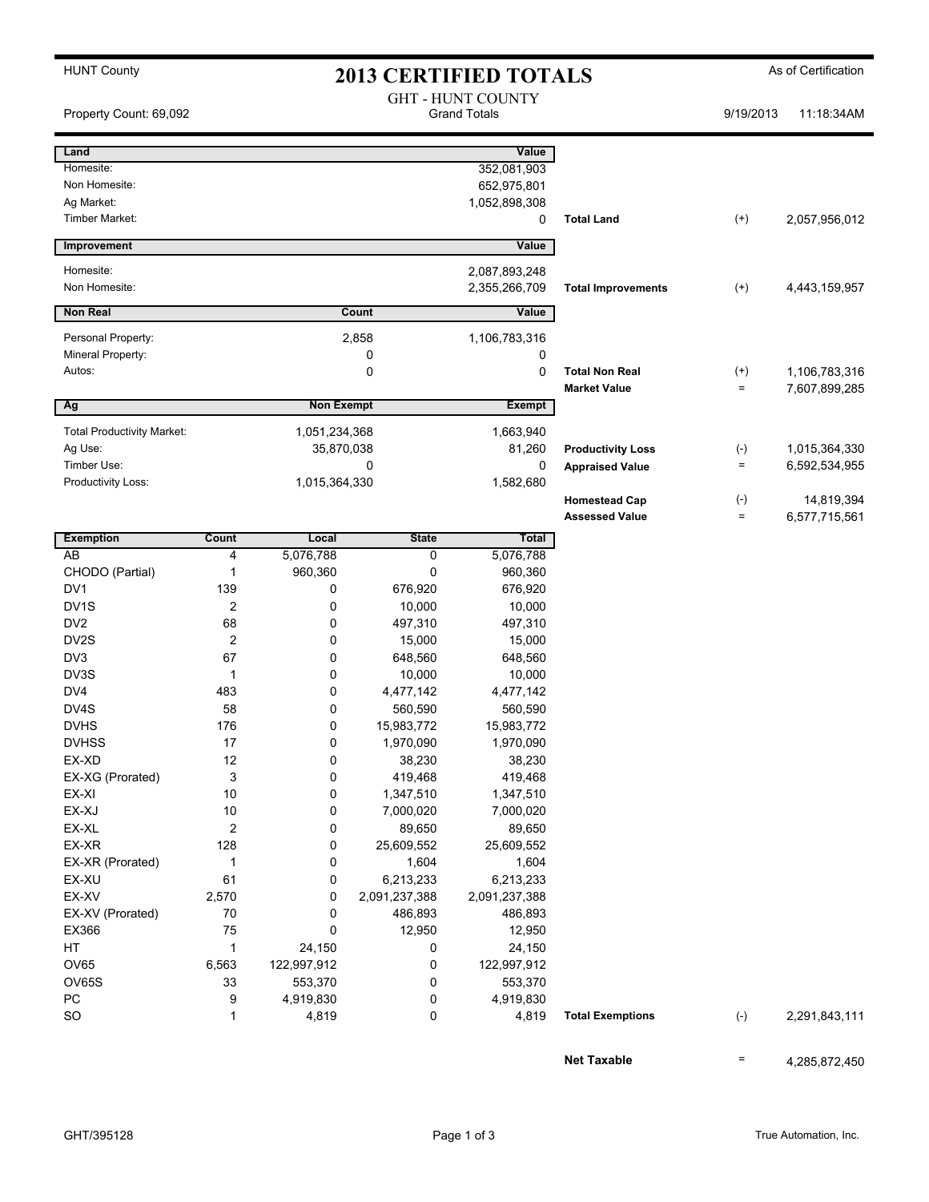HUNT County

# 2013 CERTIFIED TOTALS

As of Certification

Property Count: 69,092

GHT - HUNT COUNTY
Grand Totals

9/19/2013 11:18:34AM

| Land | | Value | | | |
|---|---|---|---|---|---|
| Homesite: | | 352,081,903 | | | |
| Non Homesite: | | 652,975,801 | | | |
| Ag Market: | | 1,052,898,308 | | | |
| Timber Market: | | 0 | **Total Land** | (+) | 2,057,956,012 |

| Improvement | | Value | | | |
|---|---|---|---|---|---|
| Homesite: | | 2,087,893,248 | | | |
| Non Homesite: | | 2,355,266,709 | **Total Improvements** | (+) | 4,443,159,957 |

| Non Real | Count | Value | | | |
|---|---|---|---|---|---|
| Personal Property: | 2,858 | 1,106,783,316 | | | |
| Mineral Property: | 0 | 0 | | | |
| Autos: | 0 | 0 | **Total Non Real** | (+) | 1,106,783,316 |
| | | | **Market Value** | = | 7,607,899,285 |

| Ag | Non Exempt | Exempt | | | |
|---|---|---|---|---|---|
| Total Productivity Market: | 1,051,234,368 | 1,663,940 | | | |
| Ag Use: | 35,870,038 | 81,260 | **Productivity Loss** | (-) | 1,015,364,330 |
| Timber Use: | 0 | 0 | **Appraised Value** | = | 6,592,534,955 |
| Productivity Loss: | 1,015,364,330 | 1,582,680 | | | |
| | | | **Homestead Cap** | (-) | 14,819,394 |
| | | | **Assessed Value** | = | 6,577,715,561 |

| Exemption | Count | Local | State | Total | | | |
|---|---|---|---|---|---|---|---|
| AB | 4 | 5,076,788 | 0 | 5,076,788 | | | |
| CHODO (Partial) | 1 | 960,360 | 0 | 960,360 | | | |
| DV1 | 139 | 0 | 676,920 | 676,920 | | | |
| DV1S | 2 | 0 | 10,000 | 10,000 | | | |
| DV2 | 68 | 0 | 497,310 | 497,310 | | | |
| DV2S | 2 | 0 | 15,000 | 15,000 | | | |
| DV3 | 67 | 0 | 648,560 | 648,560 | | | |
| DV3S | 1 | 0 | 10,000 | 10,000 | | | |
| DV4 | 483 | 0 | 4,477,142 | 4,477,142 | | | |
| DV4S | 58 | 0 | 560,590 | 560,590 | | | |
| DVHS | 176 | 0 | 15,983,772 | 15,983,772 | | | |
| DVHSS | 17 | 0 | 1,970,090 | 1,970,090 | | | |
| EX-XD | 12 | 0 | 38,230 | 38,230 | | | |
| EX-XG (Prorated) | 3 | 0 | 419,468 | 419,468 | | | |
| EX-XI | 10 | 0 | 1,347,510 | 1,347,510 | | | |
| EX-XJ | 10 | 0 | 7,000,020 | 7,000,020 | | | |
| EX-XL | 2 | 0 | 89,650 | 89,650 | | | |
| EX-XR | 128 | 0 | 25,609,552 | 25,609,552 | | | |
| EX-XR (Prorated) | 1 | 0 | 1,604 | 1,604 | | | |
| EX-XU | 61 | 0 | 6,213,233 | 6,213,233 | | | |
| EX-XV | 2,570 | 0 | 2,091,237,388 | 2,091,237,388 | | | |
| EX-XV (Prorated) | 70 | 0 | 486,893 | 486,893 | | | |
| EX366 | 75 | 0 | 12,950 | 12,950 | | | |
| HT | 1 | 24,150 | 0 | 24,150 | | | |
| OV65 | 6,563 | 122,997,912 | 0 | 122,997,912 | | | |
| OV65S | 33 | 553,370 | 0 | 553,370 | | | |
| PC | 9 | 4,919,830 | 0 | 4,919,830 | | | |
| SO | 1 | 4,819 | 0 | 4,819 | **Total Exemptions** | (-) | 2,291,843,111 |

| | | |
|---|---|---|
| **Net Taxable** | = | 4,285,872,450 |

GHT/395128

True Automation, Inc.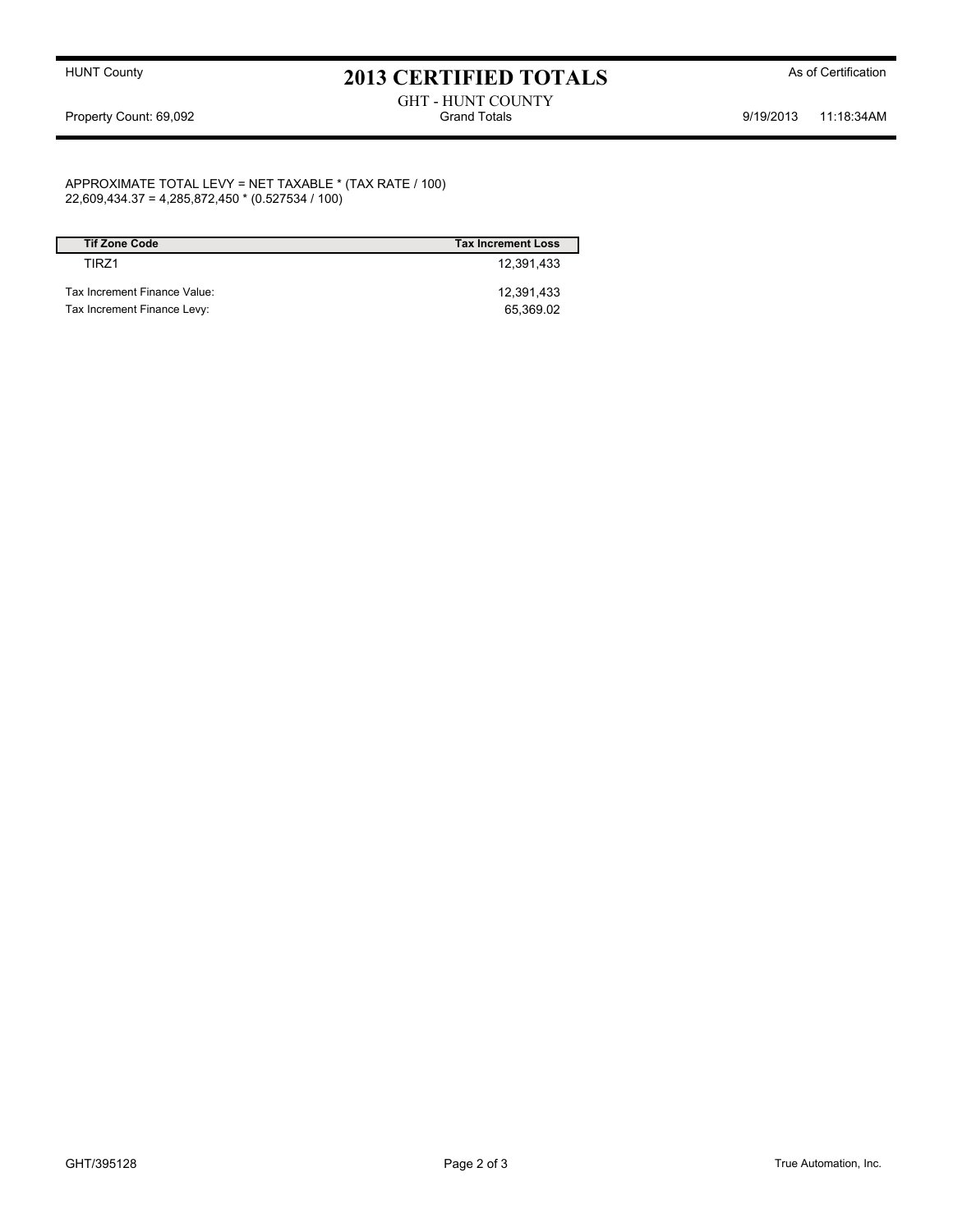HUNT County

# 2013 CERTIFIED TOTALS

As of Certification

GHT - HUNT COUNTY

Property Count: 69,092 — Grand Totals — 9/19/2013 11:18:34AM

APPROXIMATE TOTAL LEVY = NET TAXABLE * (TAX RATE / 100)
22,609,434.37 = 4,285,872,450 * (0.527534 / 100)

| Tif Zone Code | Tax Increment Loss |
| --- | --- |
| TIRZ1 | 12,391,433 |
| Tax Increment Finance Value: | 12,391,433 |
| Tax Increment Finance Levy: | 65,369.02 |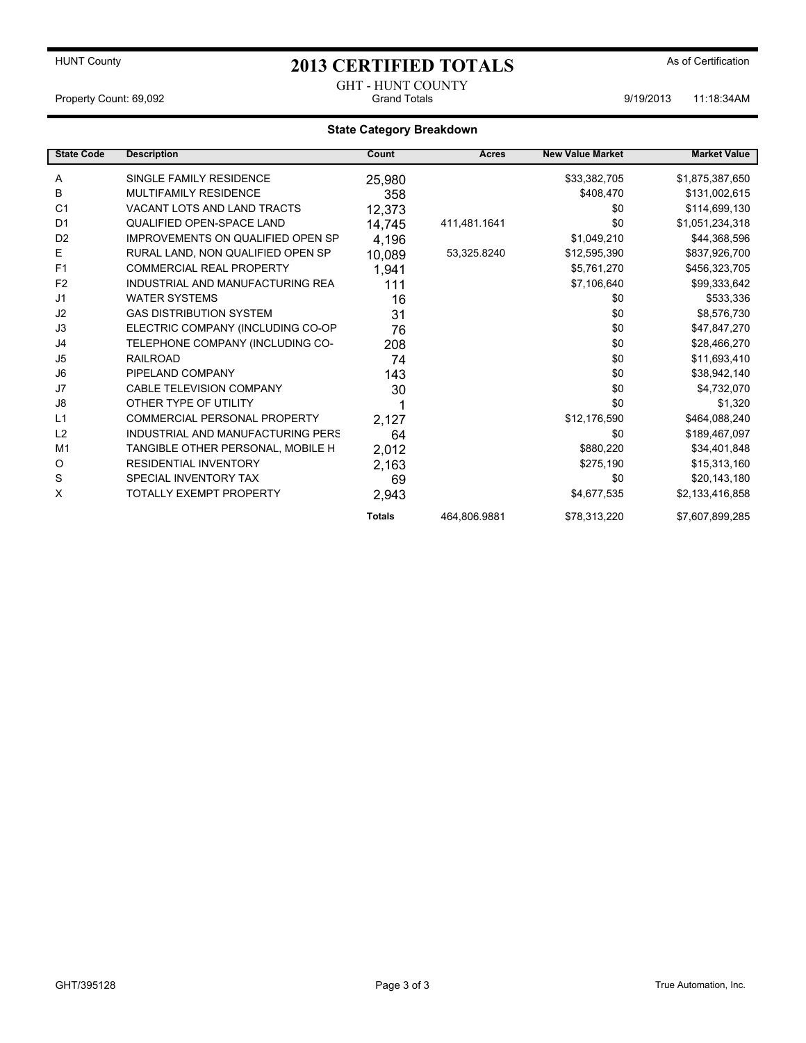HUNT County

# 2013 CERTIFIED TOTALS

As of Certification

GHT - HUNT COUNTY
Grand Totals

Property Count: 69,092

9/19/2013 11:18:34AM

## State Category Breakdown

| State Code | Description | Count | Acres | New Value Market | Market Value |
|---|---|---|---|---|---|
| A | SINGLE FAMILY RESIDENCE | 25,980 | | $33,382,705 | $1,875,387,650 |
| B | MULTIFAMILY RESIDENCE | 358 | | $408,470 | $131,002,615 |
| C1 | VACANT LOTS AND LAND TRACTS | 12,373 | | $0 | $114,699,130 |
| D1 | QUALIFIED OPEN-SPACE LAND | 14,745 | 411,481.1641 | $0 | $1,051,234,318 |
| D2 | IMPROVEMENTS ON QUALIFIED OPEN SP | 4,196 | | $1,049,210 | $44,368,596 |
| E | RURAL LAND, NON QUALIFIED OPEN SP | 10,089 | 53,325.8240 | $12,595,390 | $837,926,700 |
| F1 | COMMERCIAL REAL PROPERTY | 1,941 | | $5,761,270 | $456,323,705 |
| F2 | INDUSTRIAL AND MANUFACTURING REA | 111 | | $7,106,640 | $99,333,642 |
| J1 | WATER SYSTEMS | 16 | | $0 | $533,336 |
| J2 | GAS DISTRIBUTION SYSTEM | 31 | | $0 | $8,576,730 |
| J3 | ELECTRIC COMPANY (INCLUDING CO-OP | 76 | | $0 | $47,847,270 |
| J4 | TELEPHONE COMPANY (INCLUDING CO- | 208 | | $0 | $28,466,270 |
| J5 | RAILROAD | 74 | | $0 | $11,693,410 |
| J6 | PIPELAND COMPANY | 143 | | $0 | $38,942,140 |
| J7 | CABLE TELEVISION COMPANY | 30 | | $0 | $4,732,070 |
| J8 | OTHER TYPE OF UTILITY | 1 | | $0 | $1,320 |
| L1 | COMMERCIAL PERSONAL PROPERTY | 2,127 | | $12,176,590 | $464,088,240 |
| L2 | INDUSTRIAL AND MANUFACTURING PERS | 64 | | $0 | $189,467,097 |
| M1 | TANGIBLE OTHER PERSONAL, MOBILE H | 2,012 | | $880,220 | $34,401,848 |
| O | RESIDENTIAL INVENTORY | 2,163 | | $275,190 | $15,313,160 |
| S | SPECIAL INVENTORY TAX | 69 | | $0 | $20,143,180 |
| X | TOTALLY EXEMPT PROPERTY | 2,943 | | $4,677,535 | $2,133,416,858 |
| | | **Totals** | 464,806.9881 | $78,313,220 | $7,607,899,285 |

GHT/395128

True Automation, Inc.